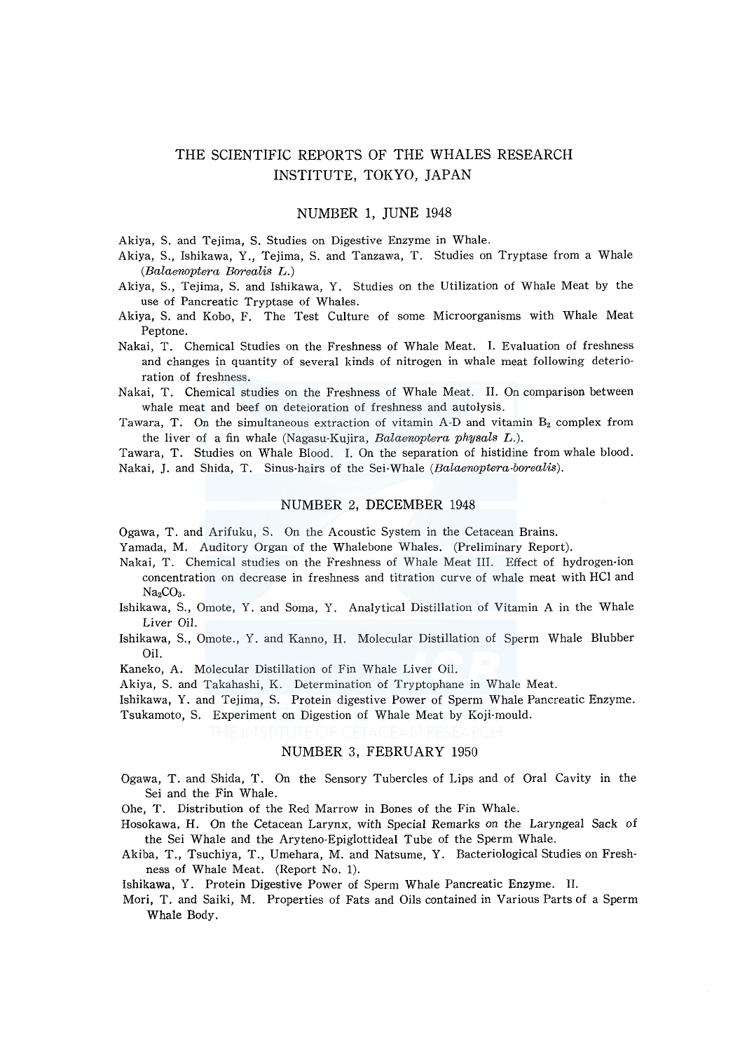# THE SCIENTIFIC REPORTS OF THE WHALES RESEARCH INSTITUTE, TOKYO, JAPAN

## NUMBER 1, JUNE 1948

Akiya, S. and Tejima, S. Studies on Digestive Enzyme in Whale.

Akiya, S., Ishikawa, Y., Tejima, S. and Tanzawa, T. Studies on Tryptase from a Whale (*Balaenoptera Borealis L.*)

Akiya, S., Tejima, S. and Ishikawa, Y. Studies on the Utilization of Whale Meat by the use of Pancreatic Tryptase of Whales.

Akiya, S. and Kobo, F. The Test Culture of some Microorganisms with Whale Meat Peptone.

Nakai, T. Chemical Studies on the Freshness of Whale Meat. I. Evaluation of freshness and changes in quantity of several kinds of nitrogen in whale meat following deterioration of freshness.

Nakai, T. Chemical studies on the Freshness of Whale Meat. II. On comparison between whale meat and beef on deteioration of freshness and autolysis.

Tawara, T. On the simultaneous extraction of vitamin A-D and vitamin $B_2$ complex from the liver of a fin whale (Nagasu-Kujira, *Balaenoptera physals L.*).

Tawara, T. Studies on Whale Blood. I. On the separation of histidine from whale blood.

Nakai, J. and Shida, T. Sinus-hairs of the Sei-Whale (*Balaenoptera-borealis*).

## NUMBER 2, DECEMBER 1948

Ogawa, T. and Arifuku, S. On the Acoustic System in the Cetacean Brains.

Yamada, M. Auditory Organ of the Whalebone Whales. (Preliminary Report).

Nakai, T. Chemical studies on the Freshness of Whale Meat III. Effect of hydrogen-ion concentration on decrease in freshness and titration curve of whale meat with HCl and $Na_2CO_3$.

Ishikawa, S., Omote, Y. and Soma, Y. Analytical Distillation of Vitamin A in the Whale Liver Oil.

Ishikawa, S., Omote., Y. and Kanno, H. Molecular Distillation of Sperm Whale Blubber Oil.

Kaneko, A. Molecular Distillation of Fin Whale Liver Oil.

Akiya, S. and Takahashi, K. Determination of Tryptophane in Whale Meat.

Ishikawa, Y. and Tejima, S. Protein digestive Power of Sperm Whale Pancreatic Enzyme.

Tsukamoto, S. Experiment on Digestion of Whale Meat by Koji-mould.

## NUMBER 3, FEBRUARY 1950

Ogawa, T. and Shida, T. On the Sensory Tubercles of Lips and of Oral Cavity in the Sei and the Fin Whale.

Ohe, T. Distribution of the Red Marrow in Bones of the Fin Whale.

Hosokawa, H. On the Cetacean Larynx, with Special Remarks on the Laryngeal Sack of the Sei Whale and the Aryteno-Epiglottideal Tube of the Sperm Whale.

Akiba, T., Tsuchiya, T., Umehara, M. and Natsume, Y. Bacteriological Studies on Freshness of Whale Meat. (Report No. 1).

Ishikawa, Y. Protein Digestive Power of Sperm Whale Pancreatic Enzyme. II.

Mori, T. and Saiki, M. Properties of Fats and Oils contained in Various Parts of a Sperm Whale Body.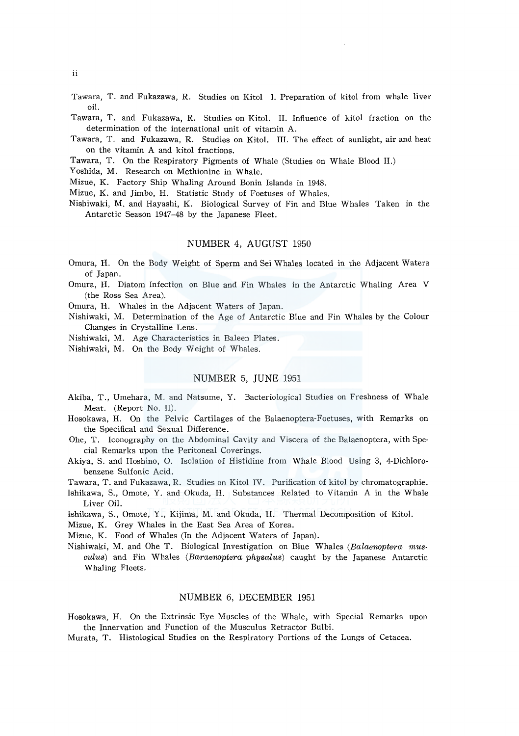Tawara, T. and Fukazawa, R. Studies on Kitol I. Preparation of kitol from whale liver oil.

Tawara, T. and Fukazawa, R. Studies on Kitol. II. Influence of kitol fraction on the determination of the international unit of vitamin A.

Tawara, T. and Fukazawa, R. Studies on Kitol. III. The effect of sunlight, air and heat on the vitamin A and kitol fractions.

Tawara, T. On the Respiratory Pigments of Whale (Studies on Whale Blood II.)

Yoshida, M. Research on Methionine in Whale.

Mizue, K. Factory Ship Whaling Around Bonin Islands in 1948.

Mizue, K. and Jimbo, H. Statistic Study of Foetuses of Whales.

Nishiwaki, M. and Hayashi, K. Biological Survey of Fin and Blue Whales Taken in the Antarctic Season 1947–48 by the Japanese Fleet.

## NUMBER 4, AUGUST 1950

Omura, H. On the Body Weight of Sperm and Sei Whales located in the Adjacent Waters of Japan.

Omura, H. Diatom Infection on Blue and Fin Whales in the Antarctic Whaling Area V (the Ross Sea Area).

Omura, H. Whales in the Adjacent Waters of Japan.

Nishiwaki, M. Determination of the Age of Antarctic Blue and Fin Whales by the Colour Changes in Crystalline Lens.

Nishiwaki, M. Age Characteristics in Baleen Plates.

Nishiwaki, M. On the Body Weight of Whales.

## NUMBER 5, JUNE 1951

Akiba, T., Umehara, M. and Natsume, Y. Bacteriological Studies on Freshness of Whale Meat. (Report No. II).

Hosokawa, H. On the Pelvic Cartilages of the Balaenoptera-Foetuses, with Remarks on the Specifical and Sexual Difference.

Ohe, T. Iconography on the Abdominal Cavity and Viscera of the Balaenoptera, with Special Remarks upon the Peritoneal Coverings.

Akiya, S. and Hoshino, O. Isolation of Histidine from Whale Blood Using 3, 4-Dichlorobenzene Sulfonic Acid.

Tawara, T. and Fukazawa, R. Studies on Kitol IV. Purification of kitol by chromatographie.

Ishikawa, S., Omote, Y. and Okuda, H. Substances Related to Vitamin A in the Whale Liver Oil.

Ishikawa, S., Omote, Y., Kijima, M. and Okuda, H. Thermal Decomposition of Kitol.

Mizue, K. Grey Whales in the East Sea Area of Korea.

Mizue, K. Food of Whales (In the Adjacent Waters of Japan).

Nishiwaki, M. and Ohe T. Biological Investigation on Blue Whales (*Balaenoptera musculus*) and Fin Whales (*Baraenoptera physalus*) caught by the Japanese Antarctic Whaling Fleets.

## NUMBER 6, DECEMBER 1951

Hosokawa, H. On the Extrinsic Eye Muscles of the Whale, with Special Remarks upon the Innervation and Function of the Musculus Retractor Bulbi.

Murata, T. Histological Studies on the Respiratory Portions of the Lungs of Cetacea.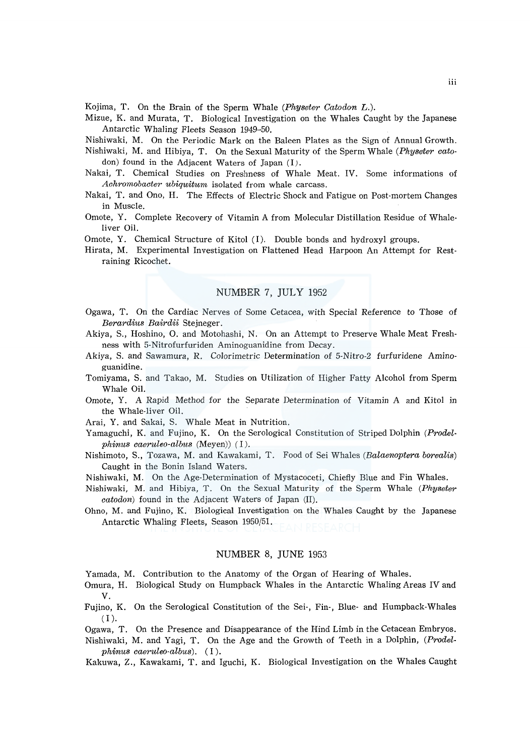Kojima, T. On the Brain of the Sperm Whale (*Physeter Catodon L.*).

Mizue, K. and Murata, T. Biological Investigation on the Whales Caught by the Japanese Antarctic Whaling Fleets Season 1949–50.

Nishiwaki, M. On the Periodic Mark on the Baleen Plates as the Sign of Annual Growth.

Nishiwaki, M. and Hibiya, T. On the Sexual Maturity of the Sperm Whale (*Physeter catodon*) found in the Adjacent Waters of Japan (I).

Nakai, T. Chemical Studies on Freshness of Whale Meat. IV. Some informations of *Achromobacter ubiquitum* isolated from whale carcass.

Nakai, T. and Ono, H. The Effects of Electric Shock and Fatigue on Post-mortem Changes in Muscle.

Omote, Y. Complete Recovery of Vitamin A from Molecular Distillation Residue of Whale-liver Oil.

Omote, Y. Chemical Structure of Kitol (I). Double bonds and hydroxyl groups.

Hirata, M. Experimental Investigation on Flattened Head Harpoon An Attempt for Restraining Ricochet.

## NUMBER 7, JULY 1952

Ogawa, T. On the Cardiac Nerves of Some Cetacea, with Special Reference to Those of *Berardius Bairdii* Stejneger.

Akiya, S., Hoshino, O. and Motohashi, N. On an Attempt to Preserve Whale Meat Freshness with 5-Nitrofurfuriden Aminoguanidine from Decay.

Akiya, S. and Sawamura, R. Colorimetric Determination of 5-Nitro-2 furfuridene Aminoguanidine.

Tomiyama, S. and Takao, M. Studies on Utilization of Higher Fatty Alcohol from Sperm Whale Oil.

Omote, Y. A Rapid Method for the Separate Determination of Vitamin A and Kitol in the Whale-liver Oil.

Arai, Y. and Sakai, S. Whale Meat in Nutrition.

Yamaguchi, K. and Fujino, K. On the Serological Constitution of Striped Dolphin (*Prodelphinus caeruleo-albus* (Meyen)) (I).

Nishimoto, S., Tozawa, M. and Kawakami, T. Food of Sei Whales (*Balaenoptera borealis*) Caught in the Bonin Island Waters.

Nishiwaki, M. On the Age-Determination of Mystacoceti, Chiefly Blue and Fin Whales.

Nishiwaki, M. and Hibiya, T. On the Sexual Maturity of the Sperm Whale (*Physeter catodon*) found in the Adjacent Waters of Japan (II).

Ohno, M. and Fujino, K. Biological Investigation on the Whales Caught by the Japanese Antarctic Whaling Fleets, Season 1950/51.

## NUMBER 8, JUNE 1953

Yamada, M. Contribution to the Anatomy of the Organ of Hearing of Whales.

Omura, H. Biological Study on Humpback Whales in the Antarctic Whaling Areas IV and V.

Fujino, K. On the Serological Constitution of the Sei-, Fin-, Blue- and Humpback-Whales (I).

Ogawa, T. On the Presence and Disappearance of the Hind Limb in the Cetacean Embryos.

Nishiwaki, M. and Yagi, T. On the Age and the Growth of Teeth in a Dolphin, (*Prodelphinus caeruleo-albus*). (I).

Kakuwa, Z., Kawakami, T. and Iguchi, K. Biological Investigation on the Whales Caught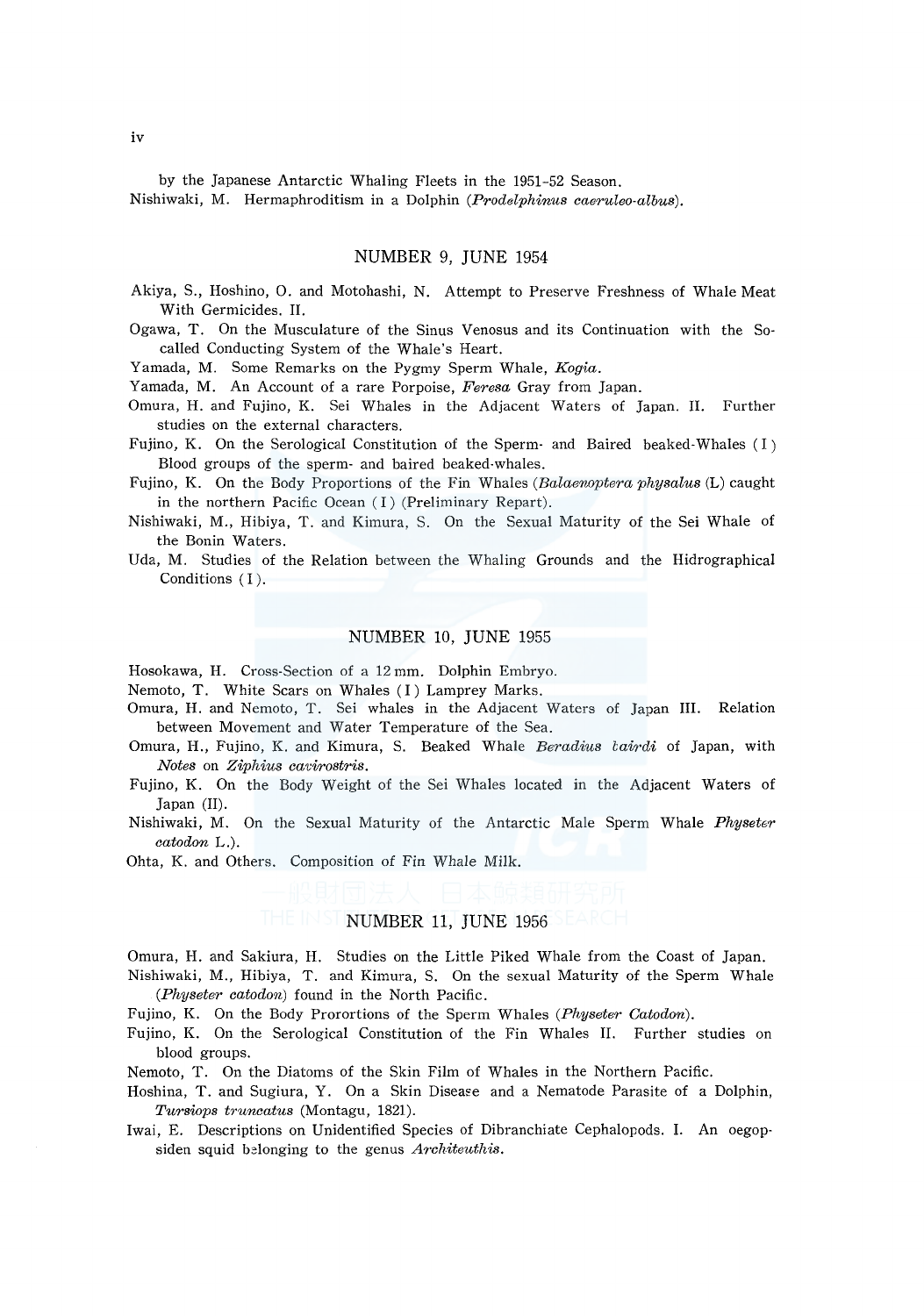by the Japanese Antarctic Whaling Fleets in the 1951-52 Season.

Nishiwaki, M. Hermaphroditism in a Dolphin (*Prodelphinus caeruleo-albus*).

## NUMBER 9, JUNE 1954

Akiya, S., Hoshino, O. and Motohashi, N. Attempt to Preserve Freshness of Whale Meat With Germicides. II.

Ogawa, T. On the Musculature of the Sinus Venosus and its Continuation with the So-called Conducting System of the Whale's Heart.

Yamada, M. Some Remarks on the Pygmy Sperm Whale, *Kogia*.

Yamada, M. An Account of a rare Porpoise, *Feresa* Gray from Japan.

Omura, H. and Fujino, K. Sei Whales in the Adjacent Waters of Japan. II. Further studies on the external characters.

Fujino, K. On the Serological Constitution of the Sperm- and Baired beaked-Whales (I) Blood groups of the sperm- and baired beaked-whales.

Fujino, K. On the Body Proportions of the Fin Whales (*Balaenoptera physalus* (L) caught in the northern Pacific Ocean (I) (Preliminary Repart).

Nishiwaki, M., Hibiya, T. and Kimura, S. On the Sexual Maturity of the Sei Whale of the Bonin Waters.

Uda, M. Studies of the Relation between the Whaling Grounds and the Hidrographical Conditions (I).

## NUMBER 10, JUNE 1955

Hosokawa, H. Cross-Section of a 12 mm. Dolphin Embryo.

Nemoto, T. White Scars on Whales (I) Lamprey Marks.

Omura, H. and Nemoto, T. Sei whales in the Adjacent Waters of Japan III. Relation between Movement and Water Temperature of the Sea.

Omura, H., Fujino, K. and Kimura, S. Beaked Whale *Beradius bairdi* of Japan, with *Notes* on *Ziphius cavirostris*.

Fujino, K. On the Body Weight of the Sei Whales located in the Adjacent Waters of Japan (II).

Nishiwaki, M. On the Sexual Maturity of the Antarctic Male Sperm Whale *Physeter catodon* L.).

Ohta, K. and Others. Composition of Fin Whale Milk.

## NUMBER 11, JUNE 1956

Omura, H. and Sakiura, H. Studies on the Little Piked Whale from the Coast of Japan.

Nishiwaki, M., Hibiya, T. and Kimura, S. On the sexual Maturity of the Sperm Whale (*Physeter catodon*) found in the North Pacific.

Fujino, K. On the Body Prorortions of the Sperm Whales (*Physeter Catodon*).

Fujino, K. On the Serological Constitution of the Fin Whales II. Further studies on blood groups.

Nemoto, T. On the Diatoms of the Skin Film of Whales in the Northern Pacific.

Hoshina, T. and Sugiura, Y. On a Skin Disease and a Nematode Parasite of a Dolphin, *Tursiops truncatus* (Montagu, 1821).

Iwai, E. Descriptions on Unidentified Species of Dibranchiate Cephalopods. I. An oegopsiden squid belonging to the genus *Architeuthis*.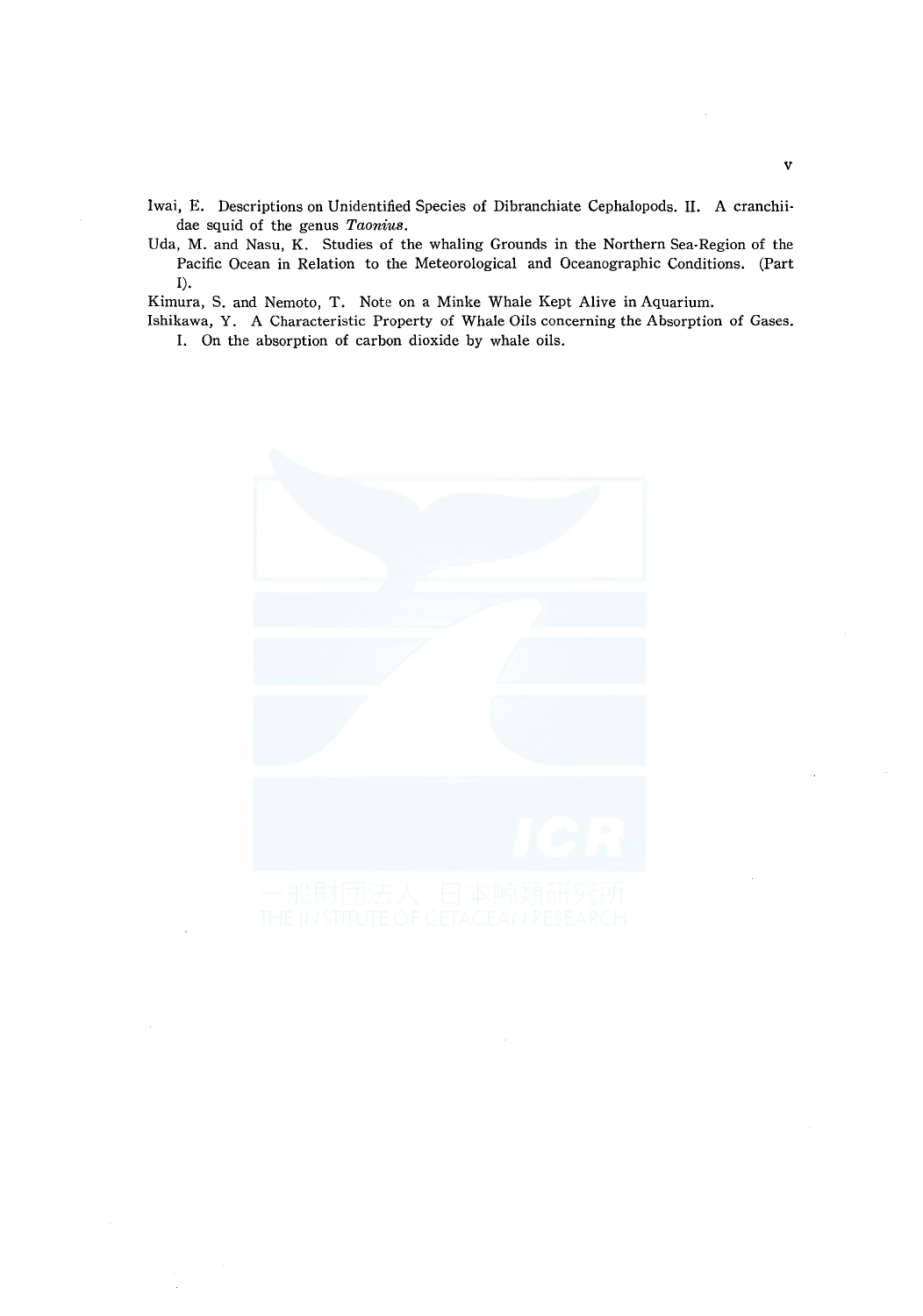Iwai, E. Descriptions on Unidentified Species of Dibranchiate Cephalopods. II. A cranchiidae squid of the genus *Taonius*.

Uda, M. and Nasu, K. Studies of the whaling Grounds in the Northern Sea-Region of the Pacific Ocean in Relation to the Meteorological and Oceanographic Conditions. (Part I).

Kimura, S. and Nemoto, T. Note on a Minke Whale Kept Alive in Aquarium.

Ishikawa, Y. A Characteristic Property of Whale Oils concerning the Absorption of Gases. I. On the absorption of carbon dioxide by whale oils.